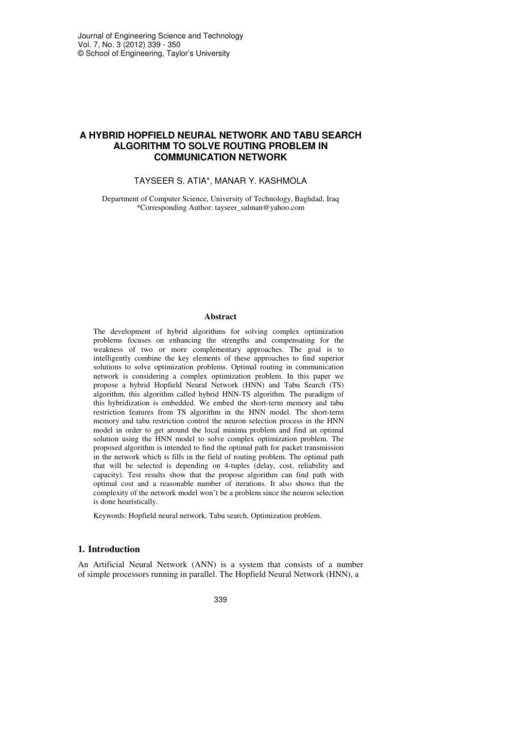# A HYBRID HOPFIELD NEURAL NETWORK AND TABU SEARCH ALGORITHM TO SOLVE ROUTING PROBLEM IN COMMUNICATION NETWORK

TAYSEER S. ATIA*, MANAR Y. KASHMOLA

Department of Computer Science, University of Technology, Baghdad, Iraq
*Corresponding Author: tayseer_salman@yahoo.com

## Abstract

The development of hybrid algorithms for solving complex optimization problems focuses on enhancing the strengths and compensating for the weakness of two or more complementary approaches. The goal is to intelligently combine the key elements of these approaches to find superior solutions to solve optimization problems. Optimal routing in communication network is considering a complex optimization problem. In this paper we propose a hybrid Hopfield Neural Network (HNN) and Tabu Search (TS) algorithm, this algorithm called hybrid HNN-TS algorithm. The paradigm of this hybridization is embedded. We embed the short-term memory and tabu restriction features from TS algorithm in the HNN model. The short-term memory and tabu restriction control the neuron selection process in the HNN model in order to get around the local minima problem and find an optimal solution using the HNN model to solve complex optimization problem. The proposed algorithm is intended to find the optimal path for packet transmission in the network which is fills in the field of routing problem. The optimal path that will be selected is depending on 4-tuples (delay, cost, reliability and capacity). Test results show that the propose algorithm can find path with optimal cost and a reasonable number of iterations. It also shows that the complexity of the network model won't be a problem since the neuron selection is done heuristically.

Keywords: Hopfield neural network, Tabu search, Optimization problem.

## 1. Introduction

An Artificial Neural Network (ANN) is a system that consists of a number of simple processors running in parallel. The Hopfield Neural Network (HNN), a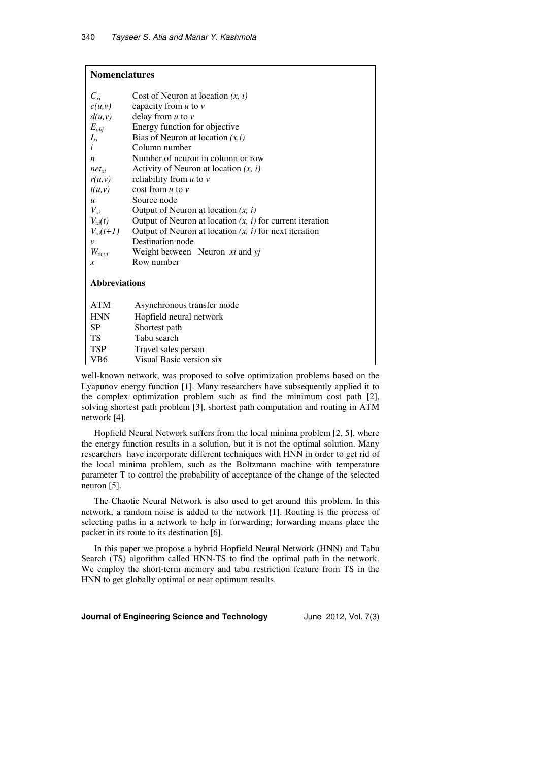## Nomenclatures

| | |
|---|---|
| $C_{xi}$ | Cost of Neuron at location $(x, i)$ |
| $c(u,v)$ | capacity from $u$ to $v$ |
| $d(u,v)$ | delay from $u$ to $v$ |
| $E_{obj}$ | Energy function for objective |
| $I_{xi}$ | Bias of Neuron at location $(x,i)$ |
| $i$ | Column number |
| $n$ | Number of neuron in column or row |
| $net_{xi}$ | Activity of Neuron at location $(x, i)$ |
| $r(u,v)$ | reliability from $u$ to $v$ |
| $t(u,v)$ | cost from $u$ to $v$ |
| $u$ | Source node |
| $V_{xi}$ | Output of Neuron at location $(x, i)$ |
| $V_{xi}(t)$ | Output of Neuron at location $(x, i)$ for current iteration |
| $V_{xi}(t+1)$ | Output of Neuron at location $(x, i)$ for next iteration |
| $v$ | Destination node |
| $W_{xi,yj}$ | Weight between Neuron $xi$ and $yj$ |
| $x$ | Row number |

### Abbreviations

| | |
|---|---|
| ATM | Asynchronous transfer mode |
| HNN | Hopfield neural network |
| SP | Shortest path |
| TS | Tabu search |
| TSP | Travel sales person |
| VB6 | Visual Basic version six |

well-known network, was proposed to solve optimization problems based on the Lyapunov energy function [1]. Many researchers have subsequently applied it to the complex optimization problem such as find the minimum cost path [2], solving shortest path problem [3], shortest path computation and routing in ATM network [4].

Hopfield Neural Network suffers from the local minima problem [2, 5], where the energy function results in a solution, but it is not the optimal solution. Many researchers have incorporate different techniques with HNN in order to get rid of the local minima problem, such as the Boltzmann machine with temperature parameter T to control the probability of acceptance of the change of the selected neuron [5].

The Chaotic Neural Network is also used to get around this problem. In this network, a random noise is added to the network [1]. Routing is the process of selecting paths in a network to help in forwarding; forwarding means place the packet in its route to its destination [6].

In this paper we propose a hybrid Hopfield Neural Network (HNN) and Tabu Search (TS) algorithm called HNN-TS to find the optimal path in the network. We employ the short-term memory and tabu restriction feature from TS in the HNN to get globally optimal or near optimum results.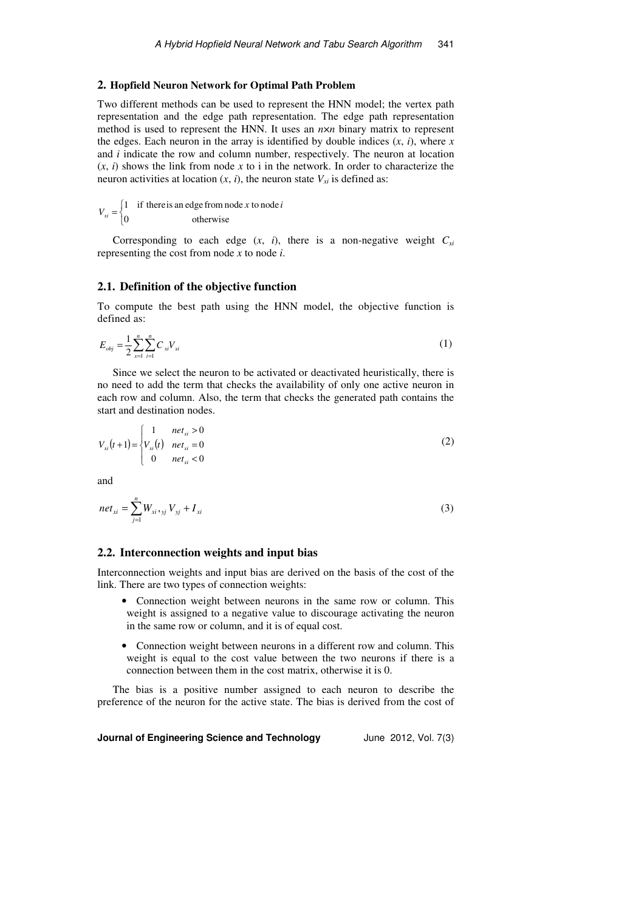## 2. Hopfield Neuron Network for Optimal Path Problem

Two different methods can be used to represent the HNN model; the vertex path representation and the edge path representation. The edge path representation method is used to represent the HNN. It uses an $n \times n$ binary matrix to represent the edges. Each neuron in the array is identified by double indices ($x$, $i$), where $x$ and $i$ indicate the row and column number, respectively. The neuron at location ($x$, $i$) shows the link from node $x$ to i in the network. In order to characterize the neuron activities at location ($x$, $i$), the neuron state $V_{xi}$ is defined as:

$$V_{xi} = \begin{cases} 1 & \text{if there is an edge from node } x \text{ to node } i \\ 0 & \text{otherwise} \end{cases}$$

Corresponding to each edge ($x$, $i$), there is a non-negative weight $C_{xi}$ representing the cost from node $x$ to node $i$.

### 2.1. Definition of the objective function

To compute the best path using the HNN model, the objective function is defined as:

$$E_{obj} = \frac{1}{2} \sum_{x=1}^{n} \sum_{i=1}^{n} C_{xi} V_{xi} \tag{1}$$

Since we select the neuron to be activated or deactivated heuristically, there is no need to add the term that checks the availability of only one active neuron in each row and column. Also, the term that checks the generated path contains the start and destination nodes.

$$V_{xi}(t+1) = \begin{cases} 1 & net_{xi} > 0 \\ V_{xi}(t) & net_{xi} = 0 \\ 0 & net_{xi} < 0 \end{cases} \tag{2}$$

and

$$net_{xi} = \sum_{j=1}^{n} W_{xi,yj} V_{yj} + I_{xi} \tag{3}$$

### 2.2. Interconnection weights and input bias

Interconnection weights and input bias are derived on the basis of the cost of the link. There are two types of connection weights:

- Connection weight between neurons in the same row or column. This weight is assigned to a negative value to discourage activating the neuron in the same row or column, and it is of equal cost.
- Connection weight between neurons in a different row and column. This weight is equal to the cost value between the two neurons if there is a connection between them in the cost matrix, otherwise it is 0.

The bias is a positive number assigned to each neuron to describe the preference of the neuron for the active state. The bias is derived from the cost of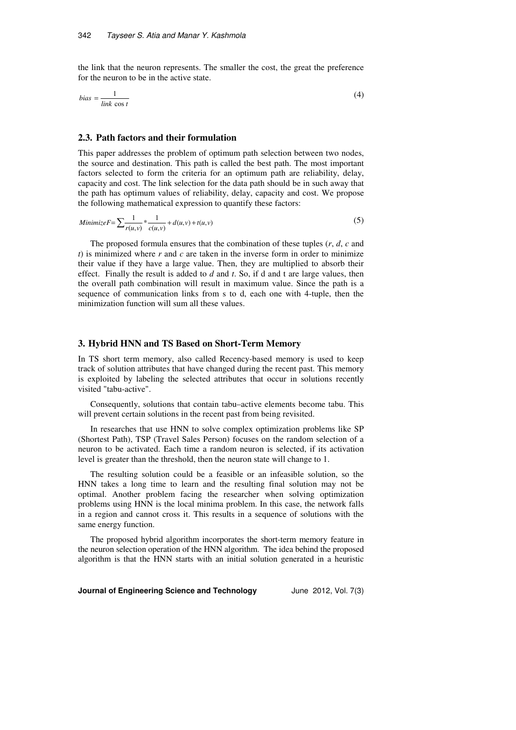the link that the neuron represents. The smaller the cost, the great the preference for the neuron to be in the active state.

$$bias = \frac{1}{link \cos t} \tag{4}$$

### 2.3. Path factors and their formulation

This paper addresses the problem of optimum path selection between two nodes, the source and destination. This path is called the best path. The most important factors selected to form the criteria for an optimum path are reliability, delay, capacity and cost. The link selection for the data path should be in such away that the path has optimum values of reliability, delay, capacity and cost. We propose the following mathematical expression to quantify these factors:

$$Minimize F = \sum \frac{1}{r(u,v)} * \frac{1}{c(u,v)} + d(u,v) + t(u,v) \tag{5}$$

The proposed formula ensures that the combination of these tuples (*r*, *d*, *c* and *t*) is minimized where *r* and *c* are taken in the inverse form in order to minimize their value if they have a large value. Then, they are multiplied to absorb their effect. Finally the result is added to *d* and *t*. So, if d and t are large values, then the overall path combination will result in maximum value. Since the path is a sequence of communication links from s to d, each one with 4-tuple, then the minimization function will sum all these values.

## 3. Hybrid HNN and TS Based on Short-Term Memory

In TS short term memory, also called Recency-based memory is used to keep track of solution attributes that have changed during the recent past. This memory is exploited by labeling the selected attributes that occur in solutions recently visited "tabu-active".

Consequently, solutions that contain tabu–active elements become tabu. This will prevent certain solutions in the recent past from being revisited.

In researches that use HNN to solve complex optimization problems like SP (Shortest Path), TSP (Travel Sales Person) focuses on the random selection of a neuron to be activated. Each time a random neuron is selected, if its activation level is greater than the threshold, then the neuron state will change to 1.

The resulting solution could be a feasible or an infeasible solution, so the HNN takes a long time to learn and the resulting final solution may not be optimal. Another problem facing the researcher when solving optimization problems using HNN is the local minima problem. In this case, the network falls in a region and cannot cross it. This results in a sequence of solutions with the same energy function.

The proposed hybrid algorithm incorporates the short-term memory feature in the neuron selection operation of the HNN algorithm. The idea behind the proposed algorithm is that the HNN starts with an initial solution generated in a heuristic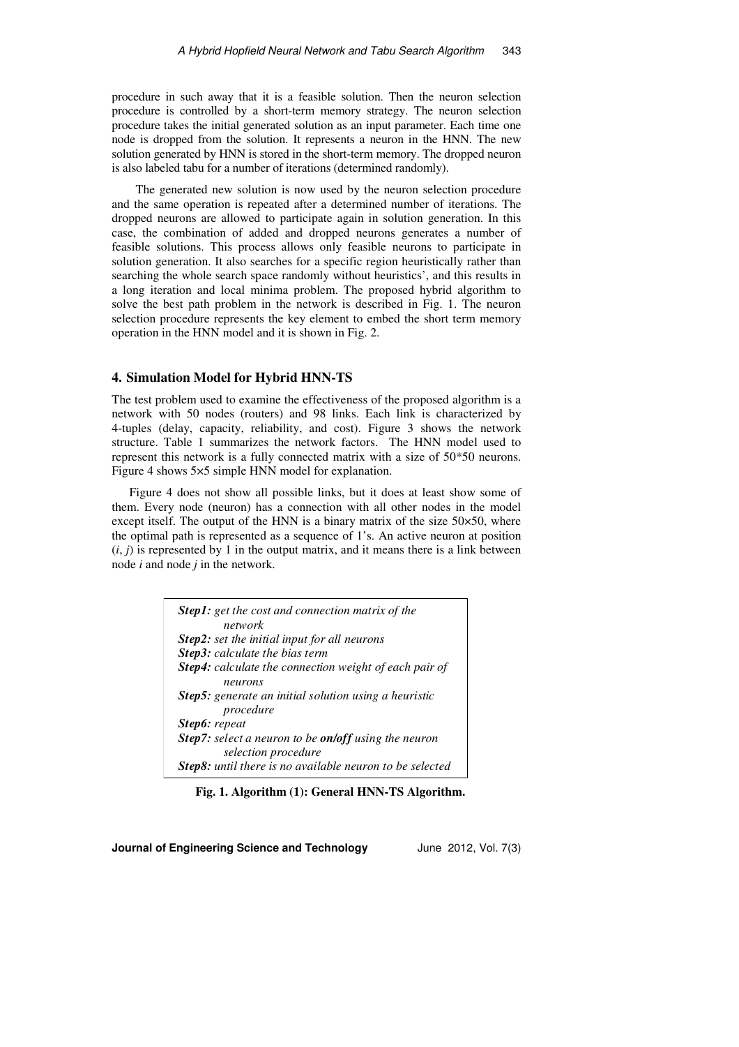procedure in such away that it is a feasible solution. Then the neuron selection procedure is controlled by a short-term memory strategy. The neuron selection procedure takes the initial generated solution as an input parameter. Each time one node is dropped from the solution. It represents a neuron in the HNN. The new solution generated by HNN is stored in the short-term memory. The dropped neuron is also labeled tabu for a number of iterations (determined randomly).

The generated new solution is now used by the neuron selection procedure and the same operation is repeated after a determined number of iterations. The dropped neurons are allowed to participate again in solution generation. In this case, the combination of added and dropped neurons generates a number of feasible solutions. This process allows only feasible neurons to participate in solution generation. It also searches for a specific region heuristically rather than searching the whole search space randomly without heuristics', and this results in a long iteration and local minima problem. The proposed hybrid algorithm to solve the best path problem in the network is described in Fig. 1. The neuron selection procedure represents the key element to embed the short term memory operation in the HNN model and it is shown in Fig. 2.

## 4. Simulation Model for Hybrid HNN-TS

The test problem used to examine the effectiveness of the proposed algorithm is a network with 50 nodes (routers) and 98 links. Each link is characterized by 4-tuples (delay, capacity, reliability, and cost). Figure 3 shows the network structure. Table 1 summarizes the network factors. The HNN model used to represent this network is a fully connected matrix with a size of 50*50 neurons. Figure 4 shows 5×5 simple HNN model for explanation.

Figure 4 does not show all possible links, but it does at least show some of them. Every node (neuron) has a connection with all other nodes in the model except itself. The output of the HNN is a binary matrix of the size 50×50, where the optimal path is represented as a sequence of 1's. An active neuron at position $(i, j)$ is represented by 1 in the output matrix, and it means there is a link between node $i$ and node $j$ in the network.

> ***Step1:*** *get the cost and connection matrix of the network*
> ***Step2:*** *set the initial input for all neurons*
> ***Step3:*** *calculate the bias term*
> ***Step4:*** *calculate the connection weight of each pair of neurons*
> ***Step5:*** *generate an initial solution using a heuristic procedure*
> ***Step6:*** *repeat*
> ***Step7:*** *select a neuron to be **on/off** using the neuron selection procedure*
> ***Step8:*** *until there is no available neuron to be selected*

**Fig. 1. Algorithm (1): General HNN-TS Algorithm.**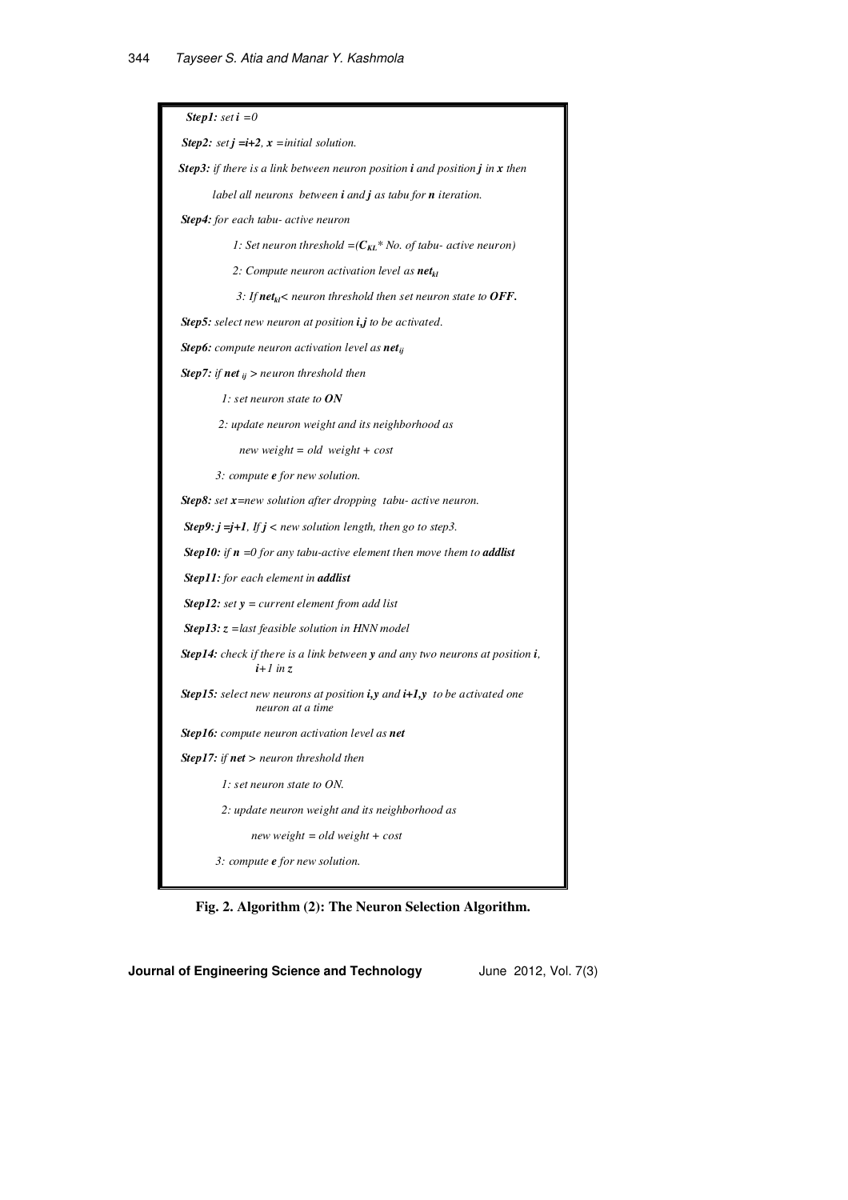**Step1:** *set* $i = 0$

**Step2:** *set* $j = i+2$, $x$ *= initial solution.*

**Step3:** *if there is a link between neuron position* $i$ *and position* $j$ *in* $x$ *then label all neurons between* $i$ *and* $j$ *as tabu for* $n$ *iteration.*

**Step4:** *for each tabu- active neuron*

1: *Set neuron threshold* $= (C_{KL}$ *\* No. of tabu- active neuron)*

2: *Compute neuron activation level as* $net_{kl}$

3: *If* $net_{kl} <$ *neuron threshold then set neuron state to* ***OFF.***

**Step5:** *select new neuron at position* $i,j$ *to be activated.*

**Step6:** *compute neuron activation level as* $net_{ij}$

**Step7:** *if* $net_{ij} >$ *neuron threshold then*

1: *set neuron state to* ***ON***

2: *update neuron weight and its neighborhood as*

*new weight = old weight + cost*

3: *compute* $e$ *for new solution.*

**Step8:** *set* $x$ *=new solution after dropping tabu- active neuron.*

**Step9:** $j = j+1$, *If* $j <$ *new solution length, then go to step3.*

**Step10:** *if* $n = 0$ *for any tabu-active element then move them to* ***addlist***

**Step11:** *for each element in* ***addlist***

**Step12:** *set* $y$ *= current element from add list*

**Step13:** $z$ *=last feasible solution in HNN model*

**Step14:** *check if there is a link between* $y$ *and any two neurons at position* $i$, $i+1$ *in* $z$

**Step15:** *select new neurons at position* $i,y$ *and* $i+1,y$ *to be activated one neuron at a time*

**Step16:** *compute neuron activation level as* ***net***

**Step17:** *if* ***net*** $>$ *neuron threshold then*

1: *set neuron state to ON.*

2: *update neuron weight and its neighborhood as*

*new weight = old weight + cost*

3: *compute* $e$ *for new solution.*

**Fig. 2. Algorithm (2): The Neuron Selection Algorithm.**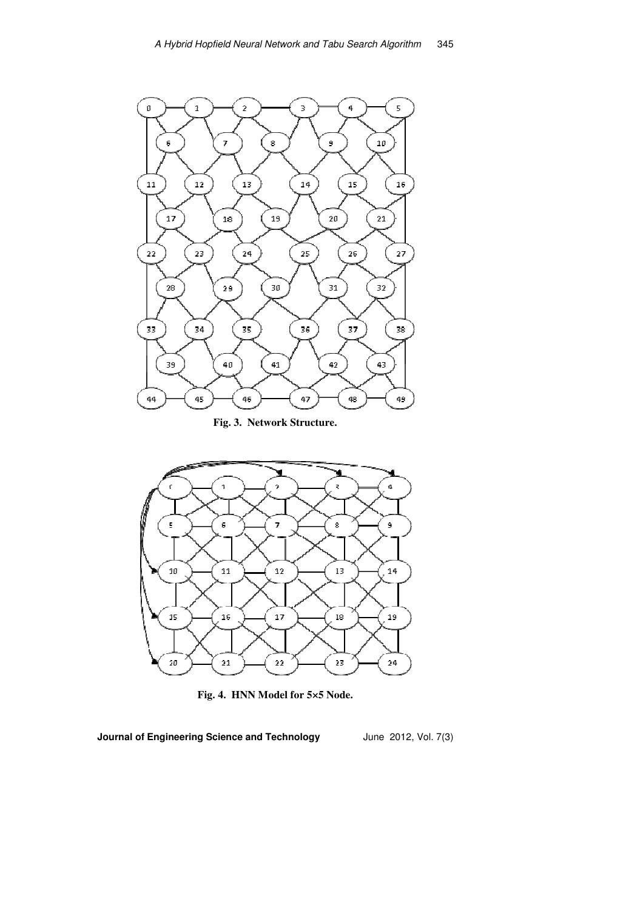Fig. 3. Network Structure.

Fig. 4. HNN Model for 5×5 Node.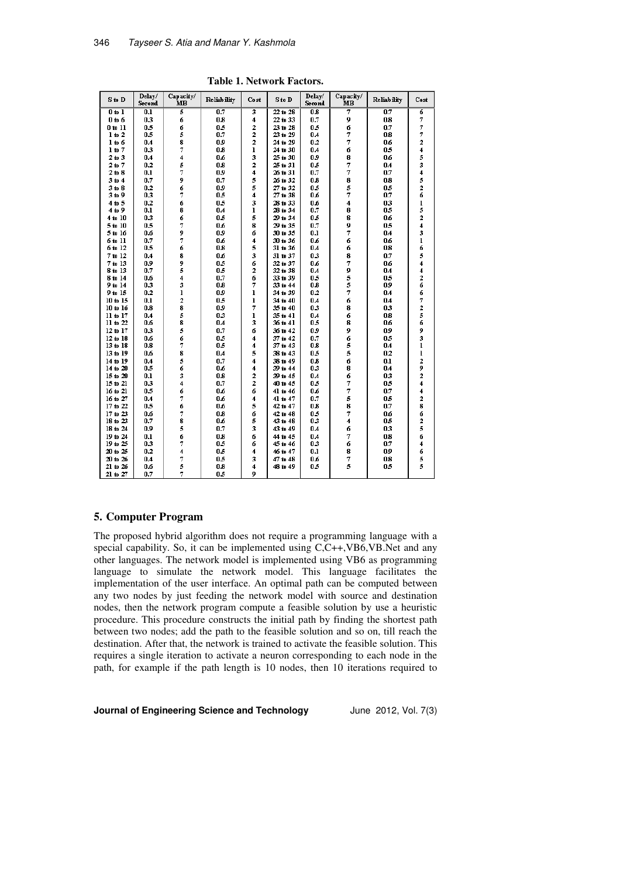**Table 1. Network Factors.**

| S to D | Delay/ Second | Capacity/ MB | Reliability | Cost | S to D | Delay/ Second | Capacity/ MB | Reliability | Cost |
|---|---|---|---|---|---|---|---|---|---|
| 0 to 1 | 0.1 | 5 | 0.7 | 3 | 22 to 28 | 0.8 | 7 | 0.7 | 6 |
| 0 to 6 | 0.3 | 6 | 0.8 | 4 | 22 to 33 | 0.7 | 9 | 0.8 | 7 |
| 0 to 11 | 0.5 | 6 | 0.5 | 2 | 23 to 28 | 0.5 | 6 | 0.7 | 7 |
| 1 to 2 | 0.5 | 5 | 0.7 | 2 | 23 to 29 | 0.4 | 7 | 0.8 | 7 |
| 1 to 6 | 0.4 | 8 | 0.9 | 2 | 24 to 29 | 0.2 | 7 | 0.6 | 2 |
| 1 to 7 | 0.3 | 7 | 0.8 | 1 | 24 to 30 | 0.4 | 6 | 0.5 | 4 |
| 2 to 3 | 0.4 | 4 | 0.6 | 3 | 25 to 30 | 0.9 | 8 | 0.6 | 5 |
| 2 to 7 | 0.2 | 5 | 0.8 | 2 | 25 to 31 | 0.5 | 7 | 0.4 | 3 |
| 2 to 8 | 0.1 | 7 | 0.9 | 4 | 26 to 31 | 0.7 | 7 | 0.7 | 4 |
| 3 to 4 | 0.7 | 9 | 0.7 | 5 | 26 to 32 | 0.8 | 8 | 0.8 | 5 |
| 3 to 8 | 0.2 | 6 | 0.9 | 5 | 27 to 32 | 0.5 | 5 | 0.5 | 2 |
| 3 to 9 | 0.3 | 7 | 0.5 | 4 | 27 to 38 | 0.6 | 7 | 0.7 | 6 |
| 4 to 5 | 0.2 | 6 | 0.5 | 3 | 28 to 33 | 0.6 | 4 | 0.3 | 1 |
| 4 to 9 | 0.1 | 8 | 0.4 | 1 | 28 to 34 | 0.7 | 8 | 0.5 | 5 |
| 4 to 10 | 0.3 | 6 | 0.5 | 5 | 29 to 34 | 0.5 | 8 | 0.6 | 2 |
| 5 to 10 | 0.5 | 7 | 0.6 | 8 | 29 to 35 | 0.7 | 9 | 0.5 | 4 |
| 5 to 16 | 0.6 | 9 | 0.9 | 6 | 30 to 35 | 0.1 | 7 | 0.4 | 3 |
| 6 to 11 | 0.7 | 7 | 0.6 | 4 | 30 to 36 | 0.6 | 6 | 0.6 | 1 |
| 6 to 12 | 0.5 | 6 | 0.8 | 5 | 31 to 36 | 0.4 | 6 | 0.8 | 6 |
| 7 to 12 | 0.4 | 8 | 0.6 | 3 | 31 to 37 | 0.3 | 8 | 0.7 | 5 |
| 7 to 13 | 0.9 | 9 | 0.5 | 6 | 32 to 37 | 0.6 | 7 | 0.6 | 4 |
| 8 to 13 | 0.7 | 5 | 0.5 | 2 | 32 to 38 | 0.4 | 9 | 0.4 | 4 |
| 8 to 14 | 0.6 | 4 | 0.7 | 6 | 33 to 39 | 0.5 | 5 | 0.5 | 2 |
| 9 to 14 | 0.3 | 3 | 0.8 | 7 | 33 to 44 | 0.8 | 5 | 0.9 | 6 |
| 9 to 15 | 0.2 | 1 | 0.9 | 1 | 34 to 39 | 0.2 | 7 | 0.4 | 6 |
| 10 to 15 | 0.1 | 2 | 0.5 | 1 | 34 to 40 | 0.4 | 6 | 0.4 | 7 |
| 10 to 16 | 0.8 | 8 | 0.9 | 7 | 35 to 40 | 0.3 | 8 | 0.3 | 2 |
| 11 to 17 | 0.4 | 5 | 0.3 | 1 | 35 to 41 | 0.4 | 6 | 0.8 | 5 |
| 11 to 22 | 0.6 | 8 | 0.4 | 3 | 36 to 41 | 0.5 | 8 | 0.6 | 6 |
| 12 to 17 | 0.3 | 5 | 0.7 | 6 | 36 to 42 | 0.9 | 9 | 0.9 | 9 |
| 12 to 18 | 0.6 | 6 | 0.5 | 4 | 37 to 42 | 0.7 | 6 | 0.5 | 3 |
| 13 to 18 | 0.8 | 7 | 0.5 | 4 | 37 to 43 | 0.8 | 5 | 0.4 | 1 |
| 13 to 19 | 0.6 | 8 | 0.4 | 5 | 38 to 43 | 0.5 | 5 | 0.2 | 1 |
| 14 to 19 | 0.4 | 5 | 0.7 | 4 | 38 to 49 | 0.8 | 6 | 0.1 | 2 |
| 14 to 20 | 0.5 | 6 | 0.6 | 4 | 39 to 44 | 0.3 | 8 | 0.4 | 9 |
| 15 to 20 | 0.1 | 3 | 0.8 | 2 | 39 to 45 | 0.4 | 6 | 0.3 | 2 |
| 15 to 21 | 0.3 | 4 | 0.7 | 2 | 40 to 45 | 0.5 | 7 | 0.5 | 4 |
| 16 to 21 | 0.5 | 6 | 0.6 | 6 | 41 to 46 | 0.6 | 7 | 0.7 | 4 |
| 16 to 27 | 0.4 | 7 | 0.6 | 4 | 41 to 47 | 0.7 | 5 | 0.5 | 2 |
| 17 to 22 | 0.5 | 6 | 0.6 | 5 | 42 to 47 | 0.8 | 8 | 0.7 | 8 |
| 17 to 23 | 0.6 | 7 | 0.8 | 6 | 42 to 48 | 0.5 | 7 | 0.6 | 6 |
| 18 to 23 | 0.7 | 8 | 0.6 | 5 | 43 to 48 | 0.3 | 4 | 0.5 | 2 |
| 18 to 24 | 0.9 | 5 | 0.7 | 3 | 43 to 49 | 0.4 | 6 | 0.3 | 5 |
| 19 to 24 | 0.1 | 6 | 0.8 | 6 | 44 to 45 | 0.4 | 7 | 0.8 | 6 |
| 19 to 25 | 0.3 | 7 | 0.5 | 6 | 45 to 46 | 0.3 | 6 | 0.7 | 4 |
| 20 to 25 | 0.2 | 4 | 0.5 | 4 | 46 to 47 | 0.1 | 8 | 0.9 | 6 |
| 20 to 26 | 0.4 | 7 | 0.5 | 3 | 47 to 48 | 0.6 | 7 | 0.8 | 5 |
| 21 to 26 | 0.6 | 5 | 0.8 | 4 | 48 to 49 | 0.5 | 5 | 0.5 | 5 |
| 21 to 27 | 0.7 | 7 | 0.5 | 9 | | | | | |

## 5. Computer Program

The proposed hybrid algorithm does not require a programming language with a special capability. So, it can be implemented using C,C++,VB6,VB.Net and any other languages. The network model is implemented using VB6 as programming language to simulate the network model. This language facilitates the implementation of the user interface. An optimal path can be computed between any two nodes by just feeding the network model with source and destination nodes, then the network program compute a feasible solution by use a heuristic procedure. This procedure constructs the initial path by finding the shortest path between two nodes; add the path to the feasible solution and so on, till reach the destination. After that, the network is trained to activate the feasible solution. This requires a single iteration to activate a neuron corresponding to each node in the path, for example if the path length is 10 nodes, then 10 iterations required to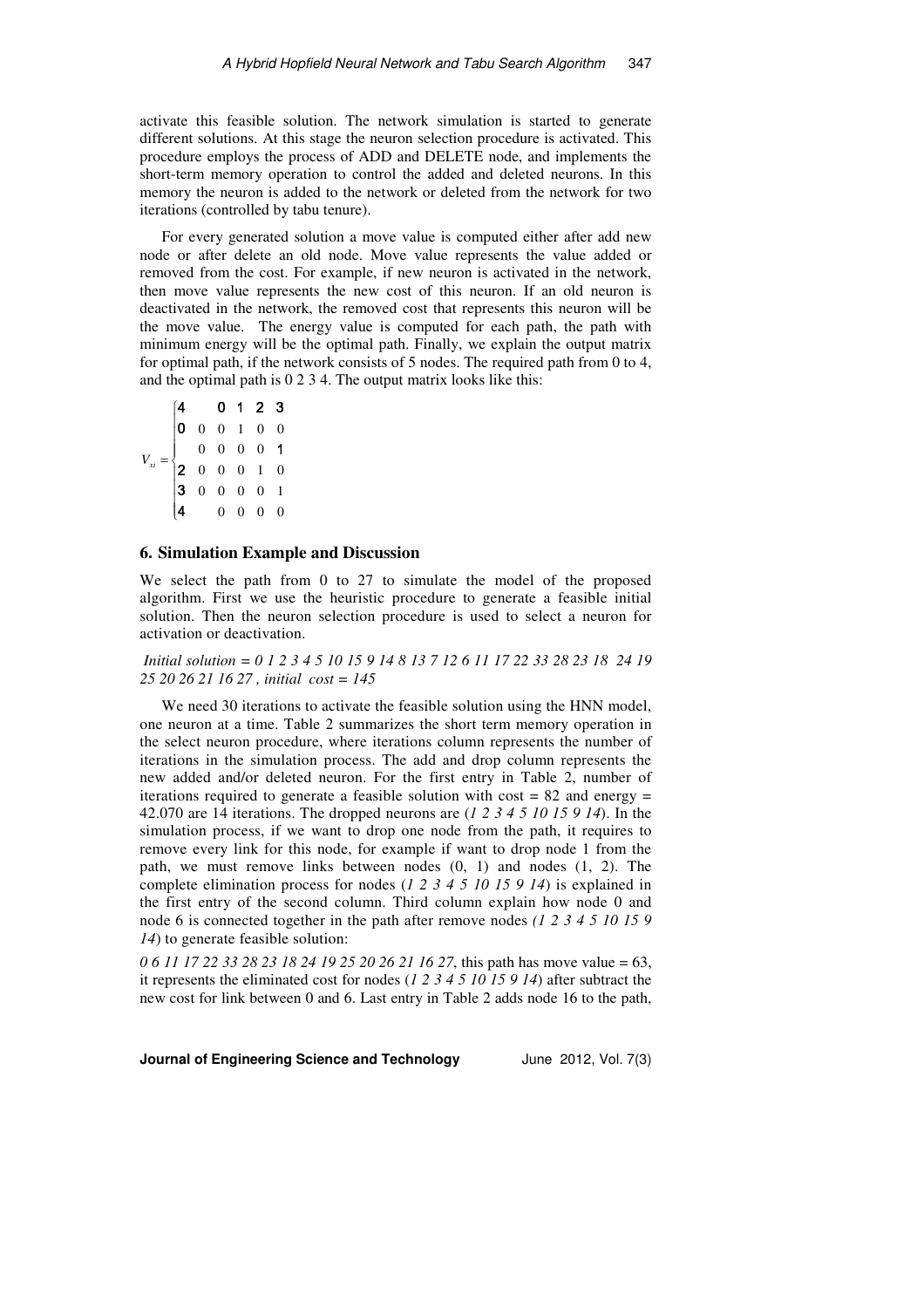activate this feasible solution. The network simulation is started to generate different solutions. At this stage the neuron selection procedure is activated. This procedure employs the process of ADD and DELETE node, and implements the short-term memory operation to control the added and deleted neurons. In this memory the neuron is added to the network or deleted from the network for two iterations (controlled by tabu tenure).

For every generated solution a move value is computed either after add new node or after delete an old node. Move value represents the value added or removed from the cost. For example, if new neuron is activated in the network, then move value represents the new cost of this neuron. If an old neuron is deactivated in the network, the removed cost that represents this neuron will be the move value. The energy value is computed for each path, the path with minimum energy will be the optimal path. Finally, we explain the output matrix for optimal path, if the network consists of 5 nodes. The required path from 0 to 4, and the optimal path is 0 2 3 4. The output matrix looks like this:

$$
V_{xi} = \begin{cases}
\begin{array}{cccccc}
\mathbf{4} & & \mathbf{0} & \mathbf{1} & \mathbf{2} & \mathbf{3} \\
\mathbf{0} & 0 & 0 & 1 & 0 & 0 \\
 & 0 & 0 & 0 & 0 & \mathbf{1} \\
\mathbf{2} & 0 & 0 & 0 & 1 & 0 \\
\mathbf{3} & 0 & 0 & 0 & 0 & 1 \\
\mathbf{4} & & 0 & 0 & 0 & 0
\end{array}
\end{cases}
$$

## 6. Simulation Example and Discussion

We select the path from 0 to 27 to simulate the model of the proposed algorithm. First we use the heuristic procedure to generate a feasible initial solution. Then the neuron selection procedure is used to select a neuron for activation or deactivation.

*Initial solution = 0 1 2 3 4 5 10 15 9 14 8 13 7 12 6 11 17 22 33 28 23 18 24 19 25 20 26 21 16 27 , initial cost = 145*

We need 30 iterations to activate the feasible solution using the HNN model, one neuron at a time. Table 2 summarizes the short term memory operation in the select neuron procedure, where iterations column represents the number of iterations in the simulation process. The add and drop column represents the new added and/or deleted neuron. For the first entry in Table 2, number of iterations required to generate a feasible solution with cost = 82 and energy = 42.070 are 14 iterations. The dropped neurons are (*1 2 3 4 5 10 15 9 14*). In the simulation process, if we want to drop one node from the path, it requires to remove every link for this node, for example if want to drop node 1 from the path, we must remove links between nodes (0, 1) and nodes (1, 2). The complete elimination process for nodes (*1 2 3 4 5 10 15 9 14*) is explained in the first entry of the second column. Third column explain how node 0 and node 6 is connected together in the path after remove nodes *(1 2 3 4 5 10 15 9 14*) to generate feasible solution:

*0 6 11 17 22 33 28 23 18 24 19 25 20 26 21 16 27*, this path has move value = 63, it represents the eliminated cost for nodes (*1 2 3 4 5 10 15 9 14*) after subtract the new cost for link between 0 and 6. Last entry in Table 2 adds node 16 to the path,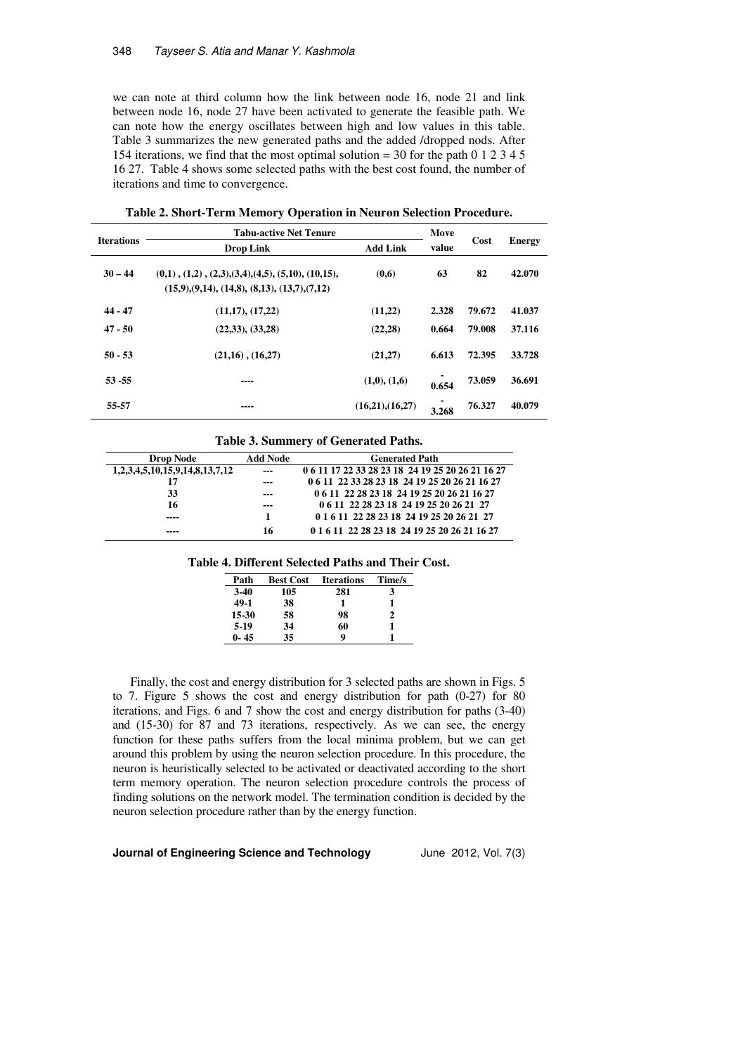we can note at third column how the link between node 16, node 21 and link between node 16, node 27 have been activated to generate the feasible path. We can note how the energy oscillates between high and low values in this table. Table 3 summarizes the new generated paths and the added /dropped nods. After 154 iterations, we find that the most optimal solution = 30 for the path 0 1 2 3 4 5 16 27. Table 4 shows some selected paths with the best cost found, the number of iterations and time to convergence.

**Table 2. Short-Term Memory Operation in Neuron Selection Procedure.**

| Iterations | Tabu-active Net Tenure | | Move value | Cost | Energy |
|---|---|---|---|---|---|
| | Drop Link | Add Link | | | |
| 30 – 44 | (0,1) , (1,2) , (2,3),(3,4),(4,5), (5,10), (10,15), (15,9),(9,14), (14,8), (8,13), (13,7),(7,12) | (0,6) | 63 | 82 | 42.070 |
| 44 - 47 | (11,17), (17,22) | (11,22) | 2.328 | 79.672 | 41.037 |
| 47 - 50 | (22,33), (33,28) | (22,28) | 0.664 | 79.008 | 37.116 |
| 50 - 53 | (21,16) , (16,27) | (21,27) | 6.613 | 72.395 | 33.728 |
| 53 -55 | ---- | (1,0), (1,6) | -0.654 | 73.059 | 36.691 |
| 55-57 | ---- | (16,21),(16,27) | -3.268 | 76.327 | 40.079 |

**Table 3. Summery of Generated Paths.**

| Drop Node | Add Node | Generated Path |
|---|---|---|
| 1,2,3,4,5,10,15,9,14,8,13,7,12 | --- | 0 6 11 17 22 33 28 23 18 24 19 25 20 26 21 16 27 |
| 17 | --- | 0 6 11 22 33 28 23 18 24 19 25 20 26 21 16 27 |
| 33 | --- | 0 6 11 22 28 23 18 24 19 25 20 26 21 16 27 |
| 16 | --- | 0 6 11 22 28 23 18 24 19 25 20 26 21 27 |
| ---- | 1 | 0 1 6 11 22 28 23 18 24 19 25 20 26 21 27 |
| ---- | 16 | 0 1 6 11 22 28 23 18 24 19 25 20 26 21 16 27 |

**Table 4. Different Selected Paths and Their Cost.**

| Path | Best Cost | Iterations | Time/s |
|---|---|---|---|
| 3-40 | 105 | 281 | 3 |
| 49-1 | 38 | 1 | 1 |
| 15-30 | 58 | 98 | 2 |
| 5-19 | 34 | 60 | 1 |
| 0- 45 | 35 | 9 | 1 |

Finally, the cost and energy distribution for 3 selected paths are shown in Figs. 5 to 7. Figure 5 shows the cost and energy distribution for path (0-27) for 80 iterations, and Figs. 6 and 7 show the cost and energy distribution for paths (3-40) and (15-30) for 87 and 73 iterations, respectively. As we can see, the energy function for these paths suffers from the local minima problem, but we can get around this problem by using the neuron selection procedure. In this procedure, the neuron is heuristically selected to be activated or deactivated according to the short term memory operation. The neuron selection procedure controls the process of finding solutions on the network model. The termination condition is decided by the neuron selection procedure rather than by the energy function.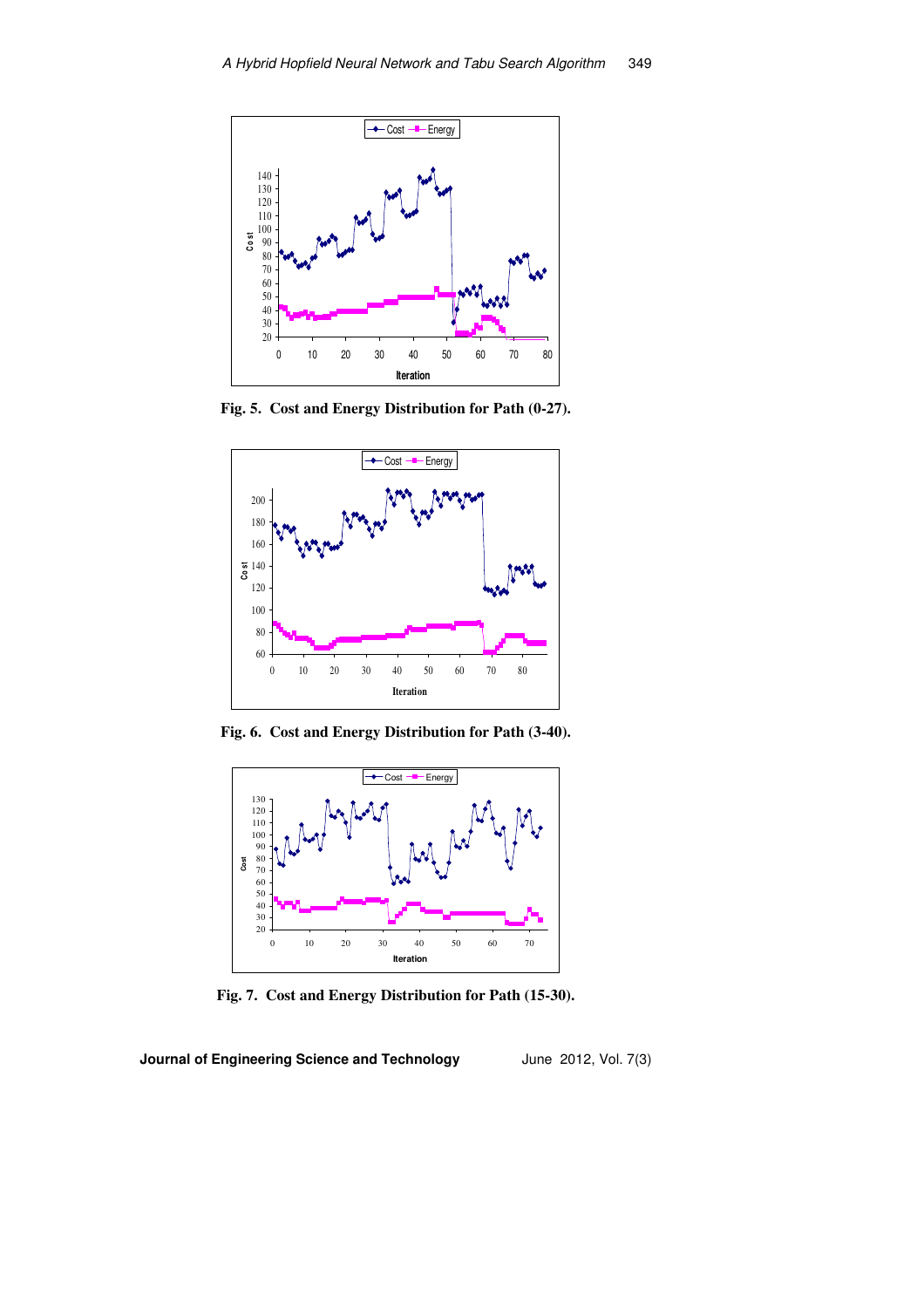Fig. 5. Cost and Energy Distribution for Path (0-27).

Fig. 6. Cost and Energy Distribution for Path (3-40).

Fig. 7. Cost and Energy Distribution for Path (15-30).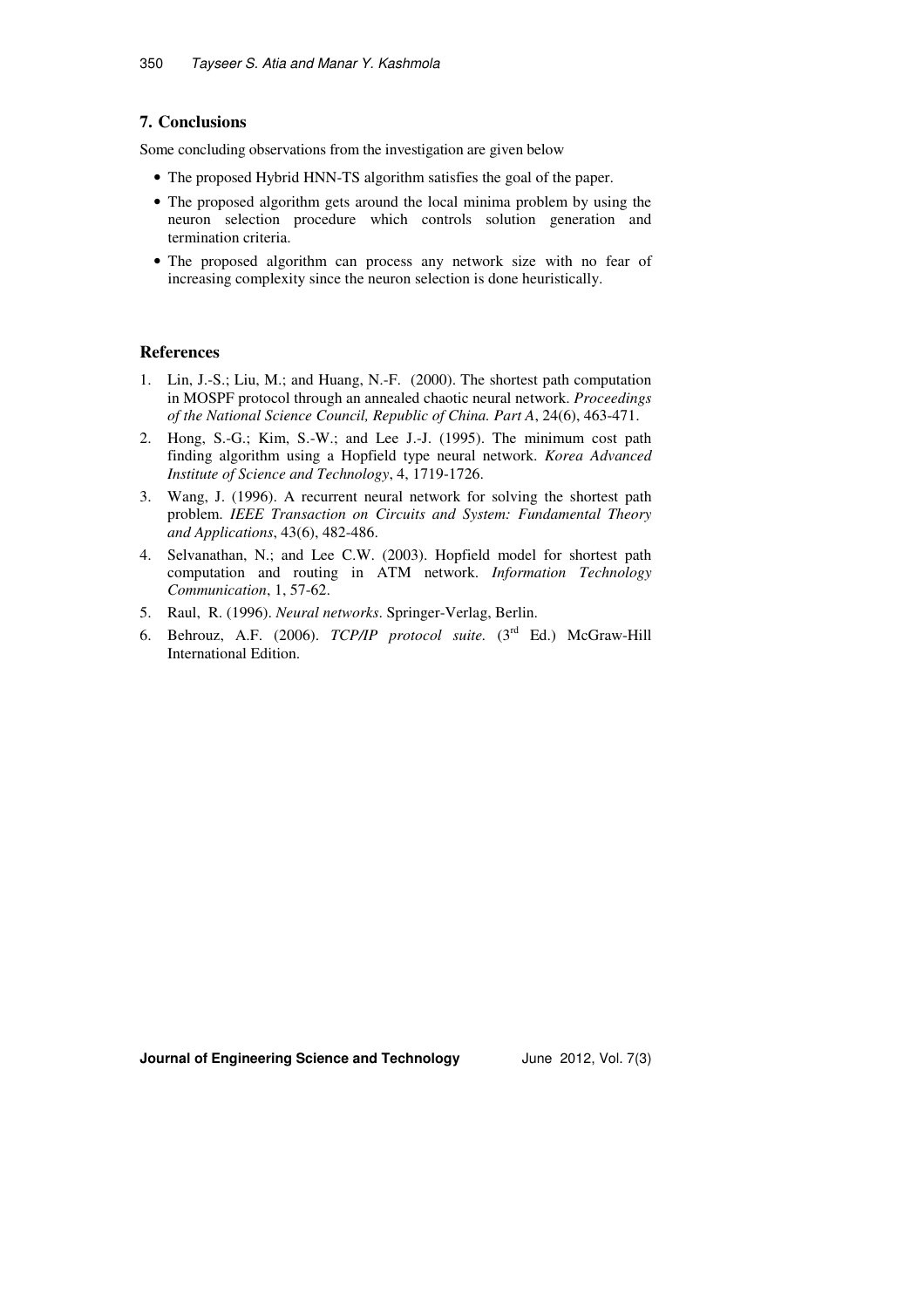## 7. Conclusions

Some concluding observations from the investigation are given below

- The proposed Hybrid HNN-TS algorithm satisfies the goal of the paper.
- The proposed algorithm gets around the local minima problem by using the neuron selection procedure which controls solution generation and termination criteria.
- The proposed algorithm can process any network size with no fear of increasing complexity since the neuron selection is done heuristically.

## References

1. Lin, J.-S.; Liu, M.; and Huang, N.-F. (2000). The shortest path computation in MOSPF protocol through an annealed chaotic neural network. *Proceedings of the National Science Council, Republic of China. Part A*, 24(6), 463-471.
2. Hong, S.-G.; Kim, S.-W.; and Lee J.-J. (1995). The minimum cost path finding algorithm using a Hopfield type neural network. *Korea Advanced Institute of Science and Technology*, 4, 1719-1726.
3. Wang, J. (1996). A recurrent neural network for solving the shortest path problem. *IEEE Transaction on Circuits and System: Fundamental Theory and Applications*, 43(6), 482-486.
4. Selvanathan, N.; and Lee C.W. (2003). Hopfield model for shortest path computation and routing in ATM network. *Information Technology Communication*, 1, 57-62.
5. Raul, R. (1996). *Neural networks*. Springer-Verlag, Berlin.
6. Behrouz, A.F. (2006). *TCP/IP protocol suite*. (3rd Ed.) McGraw-Hill International Edition.